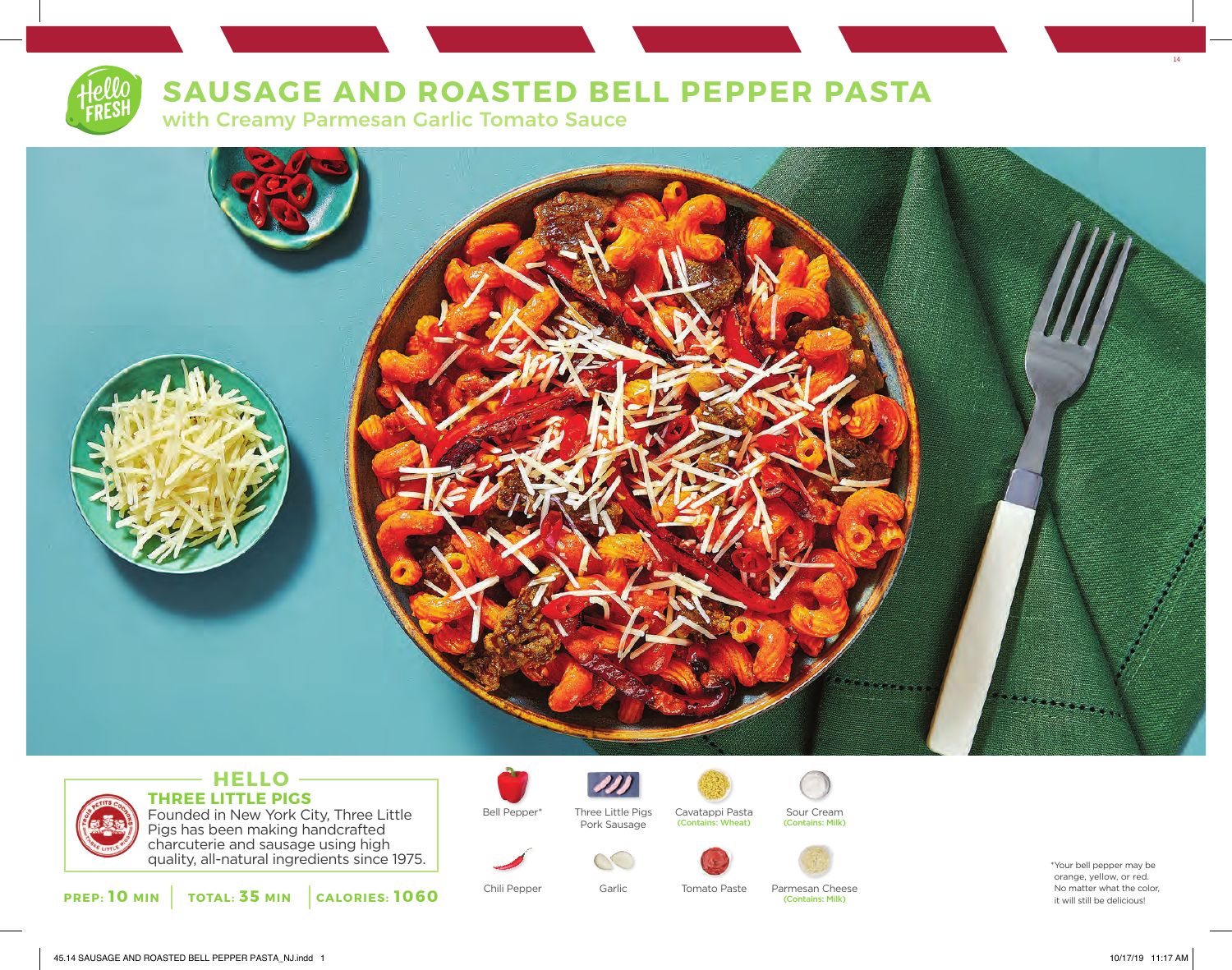# SAUSAGE AND ROASTED BELL PEPPER PASTA

## with Creamy Parmesan Garlic Tomato Sauce

### HELLO THREE LITTLE PIGS

Founded in New York City, Three Little Pigs has been making handcrafted charcuterie and sausage using high quality, all-natural ingredients since 1975.

**PREP: 10 MIN** | **TOTAL: 35 MIN** | **CALORIES: 1060**

- Bell Pepper*
- Three Little Pigs Pork Sausage
- Cavatappi Pasta (Contains: Wheat)
- Sour Cream (Contains: Milk)
- Chili Pepper
- Garlic
- Tomato Paste
- Parmesan Cheese (Contains: Milk)

*Your bell pepper may be orange, yellow, or red. No matter what the color, it will still be delicious!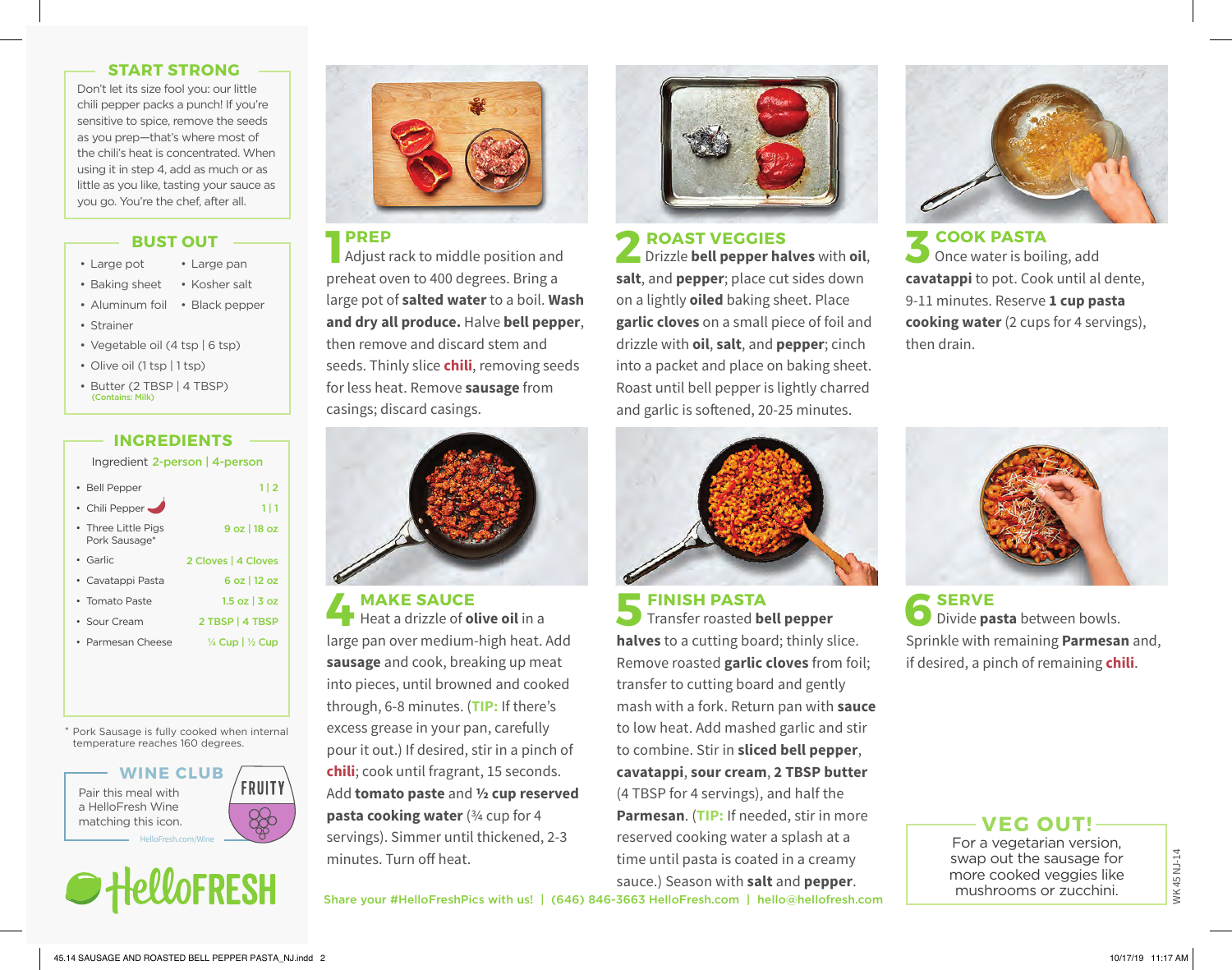## START STRONG

Don't let its size fool you: our little chili pepper packs a punch! If you're sensitive to spice, remove the seeds as you prep—that's where most of the chili's heat is concentrated. When using it in step 4, add as much or as little as you like, tasting your sauce as you go. You're the chef, after all.

## BUST OUT

- Large pot
- Large pan
- Baking sheet
- Kosher salt
- Aluminum foil
- Black pepper
- Strainer
- Vegetable oil (4 tsp | 6 tsp)
- Olive oil (1 tsp | 1 tsp)
- Butter (2 TBSP | 4 TBSP) (Contains: Milk)

## INGREDIENTS

| Ingredient | 2-person \| 4-person |
|---|---|
| Bell Pepper | 1 \| 2 |
| Chili Pepper | 1 \| 1 |
| Three Little Pigs Pork Sausage* | 9 oz \| 18 oz |
| Garlic | 2 Cloves \| 4 Cloves |
| Cavatappi Pasta | 6 oz \| 12 oz |
| Tomato Paste | 1.5 oz \| 3 oz |
| Sour Cream | 2 TBSP \| 4 TBSP |
| Parmesan Cheese | ¼ Cup \| ½ Cup |

* Pork Sausage is fully cooked when internal temperature reaches 160 degrees.

## WINE CLUB

Pair this meal with a HelloFresh Wine matching this icon.

FRUITY

HelloFresh.com/Wine

HelloFRESH

## 1 PREP

Adjust rack to middle position and preheat oven to 400 degrees. Bring a large pot of **salted water** to a boil. **Wash and dry all produce.** Halve **bell pepper**, then remove and discard stem and seeds. Thinly slice **chili**, removing seeds for less heat. Remove **sausage** from casings; discard casings.

## 2 ROAST VEGGIES

Drizzle **bell pepper halves** with **oil**, **salt**, and **pepper**; place cut sides down on a lightly **oiled** baking sheet. Place **garlic cloves** on a small piece of foil and drizzle with **oil**, **salt**, and **pepper**; cinch into a packet and place on baking sheet. Roast until bell pepper is lightly charred and garlic is softened, 20-25 minutes.

## 3 COOK PASTA

Once water is boiling, add **cavatappi** to pot. Cook until al dente, 9-11 minutes. Reserve **1 cup pasta cooking water** (2 cups for 4 servings), then drain.

## 4 MAKE SAUCE

Heat a drizzle of **olive oil** in a large pan over medium-high heat. Add **sausage** and cook, breaking up meat into pieces, until browned and cooked through, 6-8 minutes. (**TIP:** If there's excess grease in your pan, carefully pour it out.) If desired, stir in a pinch of **chili**; cook until fragrant, 15 seconds. Add **tomato paste** and **½ cup reserved pasta cooking water** (¾ cup for 4 servings). Simmer until thickened, 2-3 minutes. Turn off heat.

## 5 FINISH PASTA

Transfer roasted **bell pepper halves** to a cutting board; thinly slice. Remove roasted **garlic cloves** from foil; transfer to cutting board and gently mash with a fork. Return pan with **sauce** to low heat. Add mashed garlic and stir to combine. Stir in **sliced bell pepper**, **cavatappi**, **sour cream**, **2 TBSP butter** (4 TBSP for 4 servings), and half the **Parmesan**. (**TIP:** If needed, stir in more reserved cooking water a splash at a time until pasta is coated in a creamy sauce.) Season with **salt** and **pepper**.

## 6 SERVE

Divide **pasta** between bowls. Sprinkle with remaining **Parmesan** and, if desired, a pinch of remaining **chili**.

## VEG OUT!

For a vegetarian version, swap out the sausage for more cooked veggies like mushrooms or zucchini.

Share your #HelloFreshPics with us! | (646) 846-3663 HelloFresh.com | hello@hellofresh.com

WK 45 NJ-14